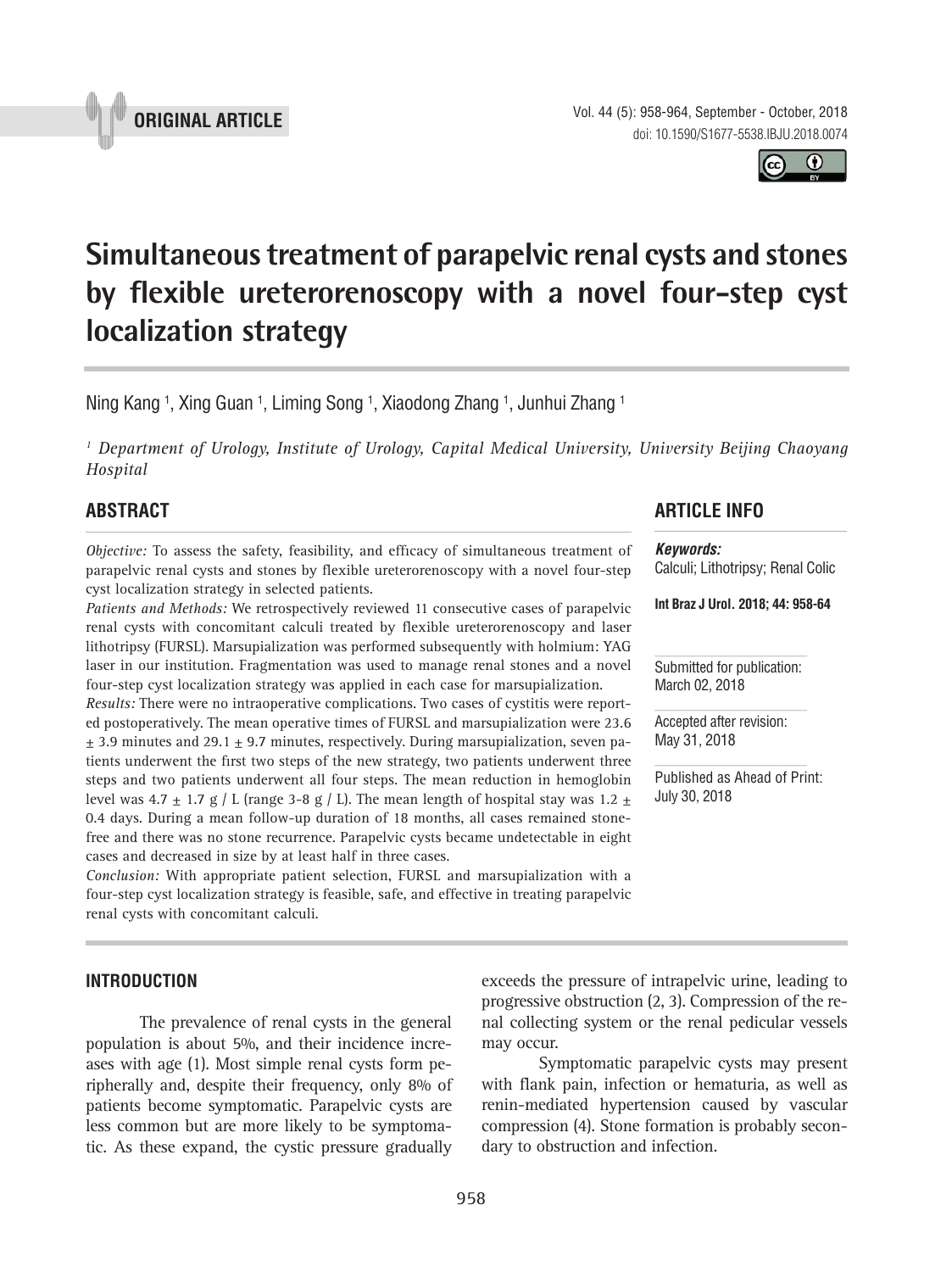ORIGINAL ARTICLE

# Simultaneous treatment of parapelvic renal cysts and stones by flexible ureterorenoscopy with a novel four-step cyst localization strategy

Ning Kang [1], Xing Guan [1], Liming Song [1], Xiaodong Zhang [1], Junhui Zhang [1]

*[1] Department of Urology, Institute of Urology, Capital Medical University, University Beijing Chaoyang Hospital*

## ABSTRACT

*Objective:* To assess the safety, feasibility, and efficacy of simultaneous treatment of parapelvic renal cysts and stones by flexible ureterorenoscopy with a novel four-step cyst localization strategy in selected patients.

*Patients and Methods:* We retrospectively reviewed 11 consecutive cases of parapelvic renal cysts with concomitant calculi treated by flexible ureterorenoscopy and laser lithotripsy (FURSL). Marsupialization was performed subsequently with holmium: YAG laser in our institution. Fragmentation was used to manage renal stones and a novel four-step cyst localization strategy was applied in each case for marsupialization.

*Results:* There were no intraoperative complications. Two cases of cystitis were reported postoperatively. The mean operative times of FURSL and marsupialization were 23.6 ± 3.9 minutes and 29.1 ± 9.7 minutes, respectively. During marsupialization, seven patients underwent the first two steps of the new strategy, two patients underwent three steps and two patients underwent all four steps. The mean reduction in hemoglobin level was 4.7 ± 1.7 g / L (range 3-8 g / L). The mean length of hospital stay was 1.2 ± 0.4 days. During a mean follow-up duration of 18 months, all cases remained stone-free and there was no stone recurrence. Parapelvic cysts became undetectable in eight cases and decreased in size by at least half in three cases.

*Conclusion:* With appropriate patient selection, FURSL and marsupialization with a four-step cyst localization strategy is feasible, safe, and effective in treating parapelvic renal cysts with concomitant calculi.

## ARTICLE INFO

***Keywords:***
Calculi; Lithotripsy; Renal Colic

**Int Braz J Urol. 2018; 44: 958-64**

Submitted for publication:
March 02, 2018

Accepted after revision:
May 31, 2018

Published as Ahead of Print:
July 30, 2018

## INTRODUCTION

The prevalence of renal cysts in the general population is about 5%, and their incidence increases with age (1). Most simple renal cysts form peripherally and, despite their frequency, only 8% of patients become symptomatic. Parapelvic cysts are less common but are more likely to be symptomatic. As these expand, the cystic pressure gradually exceeds the pressure of intrapelvic urine, leading to progressive obstruction (2, 3). Compression of the renal collecting system or the renal pedicular vessels may occur.

Symptomatic parapelvic cysts may present with flank pain, infection or hematuria, as well as renin-mediated hypertension caused by vascular compression (4). Stone formation is probably secondary to obstruction and infection.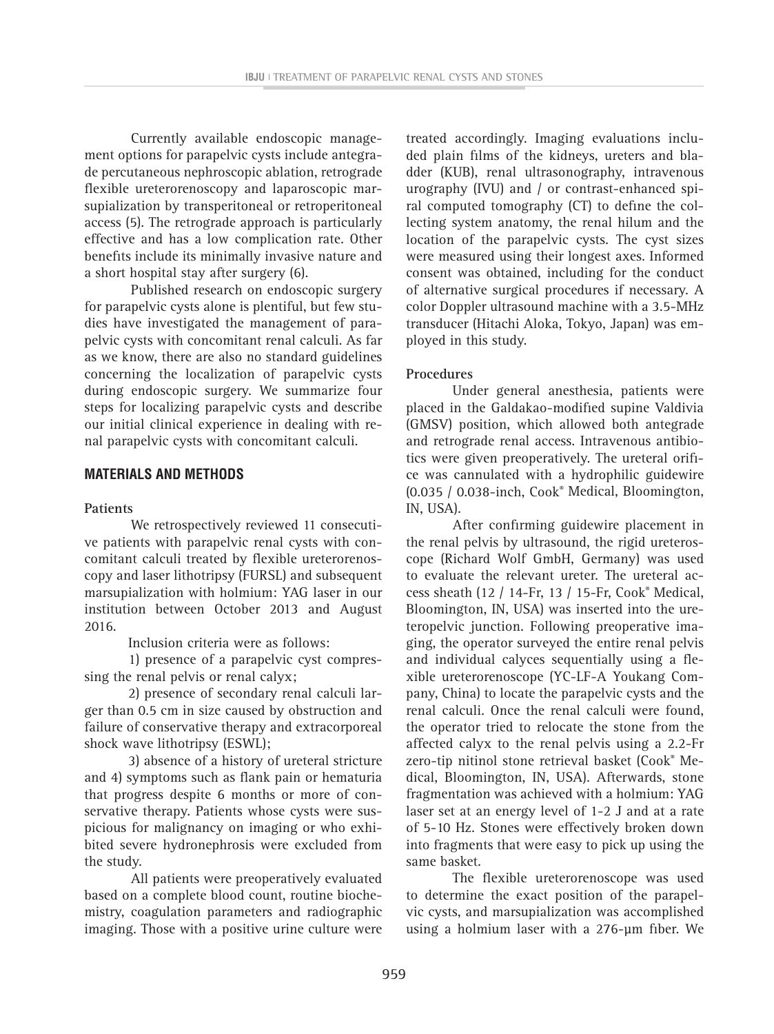Currently available endoscopic management options for parapelvic cysts include antegrade percutaneous nephroscopic ablation, retrograde flexible ureterorenoscopy and laparoscopic marsupialization by transperitoneal or retroperitoneal access (5). The retrograde approach is particularly effective and has a low complication rate. Other benefits include its minimally invasive nature and a short hospital stay after surgery (6).

Published research on endoscopic surgery for parapelvic cysts alone is plentiful, but few studies have investigated the management of parapelvic cysts with concomitant renal calculi. As far as we know, there are also no standard guidelines concerning the localization of parapelvic cysts during endoscopic surgery. We summarize four steps for localizing parapelvic cysts and describe our initial clinical experience in dealing with renal parapelvic cysts with concomitant calculi.

## MATERIALS AND METHODS

### Patients

We retrospectively reviewed 11 consecutive patients with parapelvic renal cysts with concomitant calculi treated by flexible ureterorenoscopy and laser lithotripsy (FURSL) and subsequent marsupialization with holmium: YAG laser in our institution between October 2013 and August 2016.

Inclusion criteria were as follows:

1) presence of a parapelvic cyst compressing the renal pelvis or renal calyx;

2) presence of secondary renal calculi larger than 0.5 cm in size caused by obstruction and failure of conservative therapy and extracorporeal shock wave lithotripsy (ESWL);

3) absence of a history of ureteral stricture and 4) symptoms such as flank pain or hematuria that progress despite 6 months or more of conservative therapy. Patients whose cysts were suspicious for malignancy on imaging or who exhibited severe hydronephrosis were excluded from the study.

All patients were preoperatively evaluated based on a complete blood count, routine biochemistry, coagulation parameters and radiographic imaging. Those with a positive urine culture were treated accordingly. Imaging evaluations included plain films of the kidneys, ureters and bladder (KUB), renal ultrasonography, intravenous urography (IVU) and / or contrast-enhanced spiral computed tomography (CT) to define the collecting system anatomy, the renal hilum and the location of the parapelvic cysts. The cyst sizes were measured using their longest axes. Informed consent was obtained, including for the conduct of alternative surgical procedures if necessary. A color Doppler ultrasound machine with a 3.5-MHz transducer (Hitachi Aloka, Tokyo, Japan) was employed in this study.

### Procedures

Under general anesthesia, patients were placed in the Galdakao-modified supine Valdivia (GMSV) position, which allowed both antegrade and retrograde renal access. Intravenous antibiotics were given preoperatively. The ureteral orifice was cannulated with a hydrophilic guidewire (0.035 / 0.038-inch, Cook® Medical, Bloomington, IN, USA).

After confirming guidewire placement in the renal pelvis by ultrasound, the rigid ureteroscope (Richard Wolf GmbH, Germany) was used to evaluate the relevant ureter. The ureteral access sheath (12 / 14-Fr, 13 / 15-Fr, Cook® Medical, Bloomington, IN, USA) was inserted into the ureteropelvic junction. Following preoperative imaging, the operator surveyed the entire renal pelvis and individual calyces sequentially using a flexible ureterorenoscope (YC-LF-A Youkang Company, China) to locate the parapelvic cysts and the renal calculi. Once the renal calculi were found, the operator tried to relocate the stone from the affected calyx to the renal pelvis using a 2.2-Fr zero-tip nitinol stone retrieval basket (Cook® Medical, Bloomington, IN, USA). Afterwards, stone fragmentation was achieved with a holmium: YAG laser set at an energy level of 1-2 J and at a rate of 5-10 Hz. Stones were effectively broken down into fragments that were easy to pick up using the same basket.

The flexible ureterorenoscope was used to determine the exact position of the parapelvic cysts, and marsupialization was accomplished using a holmium laser with a 276-µm fiber. We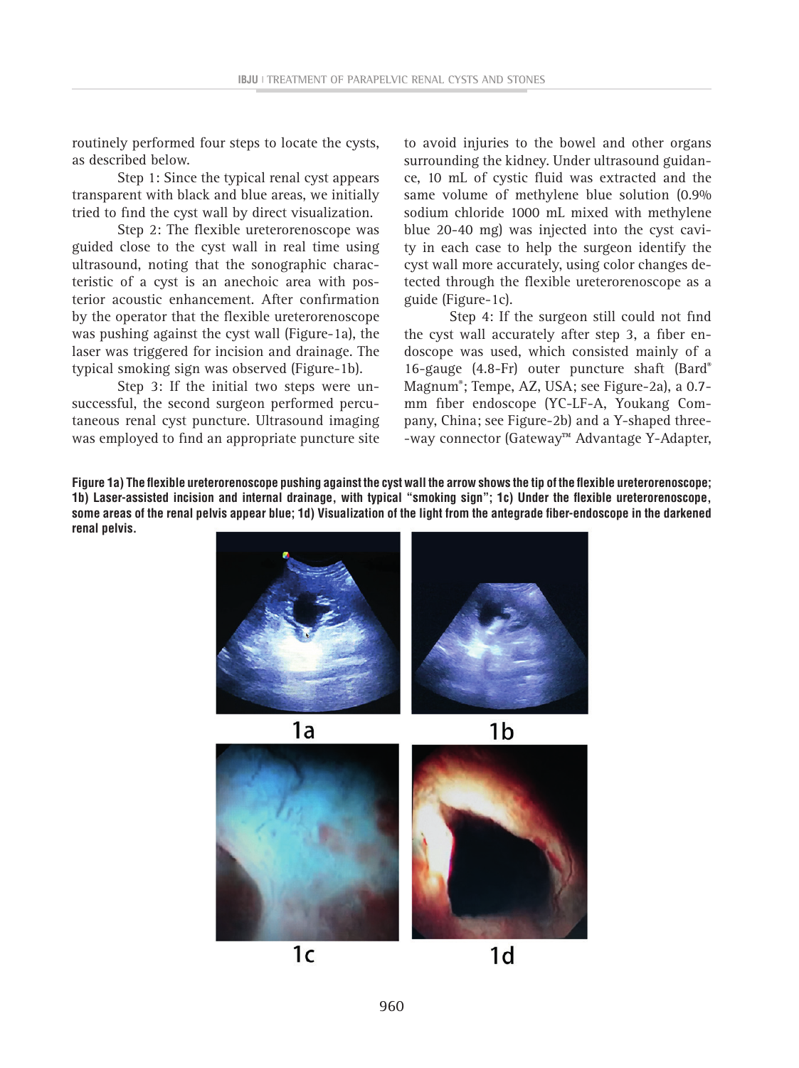routinely performed four steps to locate the cysts, as described below.

Step 1: Since the typical renal cyst appears transparent with black and blue areas, we initially tried to find the cyst wall by direct visualization.

Step 2: The flexible ureterorenoscope was guided close to the cyst wall in real time using ultrasound, noting that the sonographic characteristic of a cyst is an anechoic area with posterior acoustic enhancement. After confirmation by the operator that the flexible ureterorenoscope was pushing against the cyst wall (Figure-1a), the laser was triggered for incision and drainage. The typical smoking sign was observed (Figure-1b).

Step 3: If the initial two steps were unsuccessful, the second surgeon performed percutaneous renal cyst puncture. Ultrasound imaging was employed to find an appropriate puncture site to avoid injuries to the bowel and other organs surrounding the kidney. Under ultrasound guidance, 10 mL of cystic fluid was extracted and the same volume of methylene blue solution (0.9% sodium chloride 1000 mL mixed with methylene blue 20-40 mg) was injected into the cyst cavity in each case to help the surgeon identify the cyst wall more accurately, using color changes detected through the flexible ureterorenoscope as a guide (Figure-1c).

Step 4: If the surgeon still could not find the cyst wall accurately after step 3, a fiber endoscope was used, which consisted mainly of a 16-gauge (4.8-Fr) outer puncture shaft (Bard® Magnum®; Tempe, AZ, USA; see Figure-2a), a 0.7-mm fiber endoscope (YC-LF-A, Youkang Company, China; see Figure-2b) and a Y-shaped three-way connector (Gateway™ Advantage Y-Adapter,

**Figure 1a) The flexible ureterorenoscope pushing against the cyst wall the arrow shows the tip of the flexible ureterorenoscope; 1b) Laser-assisted incision and internal drainage, with typical "smoking sign"; 1c) Under the flexible ureterorenoscope, some areas of the renal pelvis appear blue; 1d) Visualization of the light from the antegrade fiber-endoscope in the darkened renal pelvis.**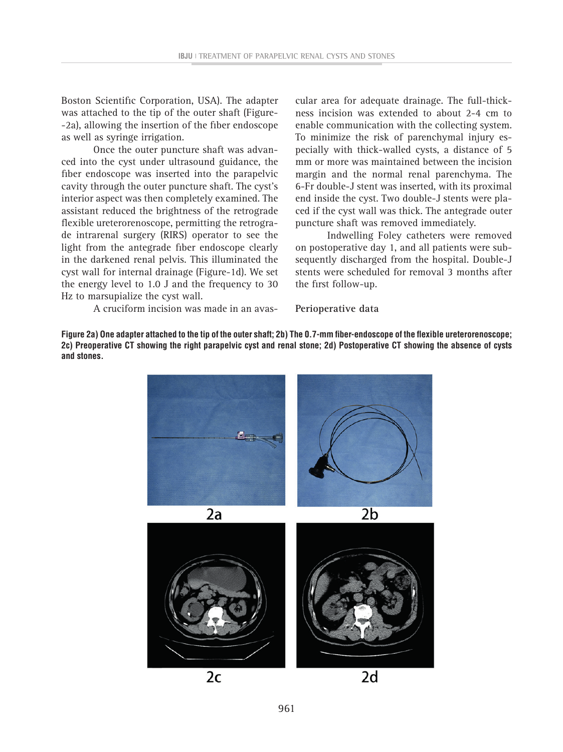Boston Scientific Corporation, USA). The adapter was attached to the tip of the outer shaft (Figure-2a), allowing the insertion of the fiber endoscope as well as syringe irrigation.

Once the outer puncture shaft was advanced into the cyst under ultrasound guidance, the fiber endoscope was inserted into the parapelvic cavity through the outer puncture shaft. The cyst's interior aspect was then completely examined. The assistant reduced the brightness of the retrograde flexible ureterorenoscope, permitting the retrograde intrarenal surgery (RIRS) operator to see the light from the antegrade fiber endoscope clearly in the darkened renal pelvis. This illuminated the cyst wall for internal drainage (Figure-1d). We set the energy level to 1.0 J and the frequency to 30 Hz to marsupialize the cyst wall.

A cruciform incision was made in an avascular area for adequate drainage. The full-thickness incision was extended to about 2-4 cm to enable communication with the collecting system. To minimize the risk of parenchymal injury especially with thick-walled cysts, a distance of 5 mm or more was maintained between the incision margin and the normal renal parenchyma. The 6-Fr double-J stent was inserted, with its proximal end inside the cyst. Two double-J stents were placed if the cyst wall was thick. The antegrade outer puncture shaft was removed immediately.

Indwelling Foley catheters were removed on postoperative day 1, and all patients were subsequently discharged from the hospital. Double-J stents were scheduled for removal 3 months after the first follow-up.

**Perioperative data**

**Figure 2a) One adapter attached to the tip of the outer shaft; 2b) The 0.7-mm fiber-endoscope of the flexible ureterorenoscope; 2c) Preoperative CT showing the right parapelvic cyst and renal stone; 2d) Postoperative CT showing the absence of cysts and stones.**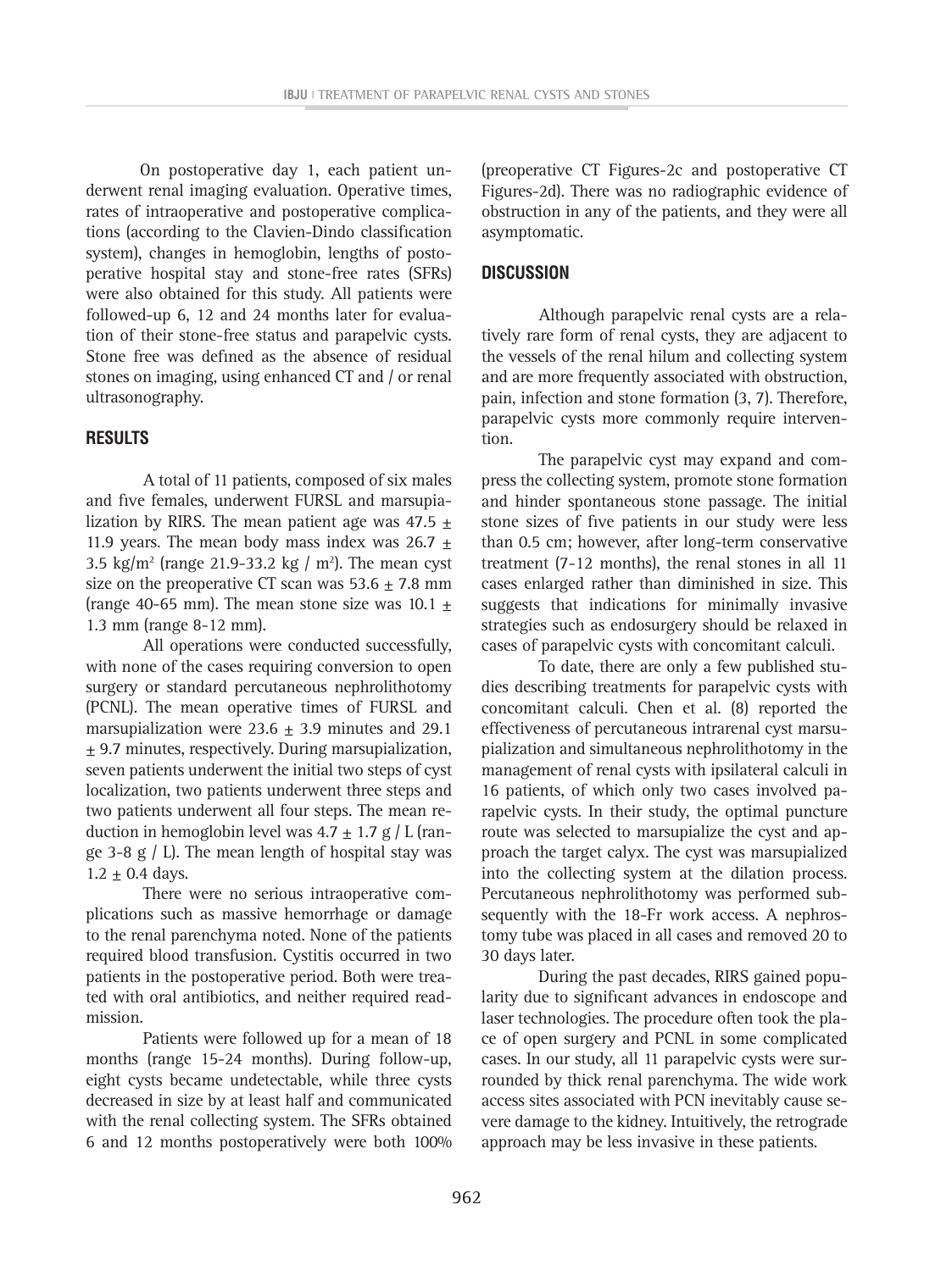On postoperative day 1, each patient underwent renal imaging evaluation. Operative times, rates of intraoperative and postoperative complications (according to the Clavien-Dindo classification system), changes in hemoglobin, lengths of postoperative hospital stay and stone-free rates (SFRs) were also obtained for this study. All patients were followed-up 6, 12 and 24 months later for evaluation of their stone-free status and parapelvic cysts. Stone free was defined as the absence of residual stones on imaging, using enhanced CT and / or renal ultrasonography.

## RESULTS

A total of 11 patients, composed of six males and five females, underwent FURSL and marsupialization by RIRS. The mean patient age was 47.5 ± 11.9 years. The mean body mass index was 26.7 ± 3.5 kg/m$^2$ (range 21.9-33.2 kg / m$^2$). The mean cyst size on the preoperative CT scan was 53.6 ± 7.8 mm (range 40-65 mm). The mean stone size was 10.1 ± 1.3 mm (range 8-12 mm).

All operations were conducted successfully, with none of the cases requiring conversion to open surgery or standard percutaneous nephrolithotomy (PCNL). The mean operative times of FURSL and marsupialization were 23.6 ± 3.9 minutes and 29.1 ± 9.7 minutes, respectively. During marsupialization, seven patients underwent the initial two steps of cyst localization, two patients underwent three steps and two patients underwent all four steps. The mean reduction in hemoglobin level was 4.7 ± 1.7 g / L (range 3-8 g / L). The mean length of hospital stay was 1.2 ± 0.4 days.

There were no serious intraoperative complications such as massive hemorrhage or damage to the renal parenchyma noted. None of the patients required blood transfusion. Cystitis occurred in two patients in the postoperative period. Both were treated with oral antibiotics, and neither required readmission.

Patients were followed up for a mean of 18 months (range 15-24 months). During follow-up, eight cysts became undetectable, while three cysts decreased in size by at least half and communicated with the renal collecting system. The SFRs obtained 6 and 12 months postoperatively were both 100% (preoperative CT Figures-2c and postoperative CT Figures-2d). There was no radiographic evidence of obstruction in any of the patients, and they were all asymptomatic.

## DISCUSSION

Although parapelvic renal cysts are a relatively rare form of renal cysts, they are adjacent to the vessels of the renal hilum and collecting system and are more frequently associated with obstruction, pain, infection and stone formation (3, 7). Therefore, parapelvic cysts more commonly require intervention.

The parapelvic cyst may expand and compress the collecting system, promote stone formation and hinder spontaneous stone passage. The initial stone sizes of five patients in our study were less than 0.5 cm; however, after long-term conservative treatment (7-12 months), the renal stones in all 11 cases enlarged rather than diminished in size. This suggests that indications for minimally invasive strategies such as endosurgery should be relaxed in cases of parapelvic cysts with concomitant calculi.

To date, there are only a few published studies describing treatments for parapelvic cysts with concomitant calculi. Chen et al. (8) reported the effectiveness of percutaneous intrarenal cyst marsupialization and simultaneous nephrolithotomy in the management of renal cysts with ipsilateral calculi in 16 patients, of which only two cases involved parapelvic cysts. In their study, the optimal puncture route was selected to marsupialize the cyst and approach the target calyx. The cyst was marsupialized into the collecting system at the dilation process. Percutaneous nephrolithotomy was performed subsequently with the 18-Fr work access. A nephrostomy tube was placed in all cases and removed 20 to 30 days later.

During the past decades, RIRS gained popularity due to significant advances in endoscope and laser technologies. The procedure often took the place of open surgery and PCNL in some complicated cases. In our study, all 11 parapelvic cysts were surrounded by thick renal parenchyma. The wide work access sites associated with PCN inevitably cause severe damage to the kidney. Intuitively, the retrograde approach may be less invasive in these patients.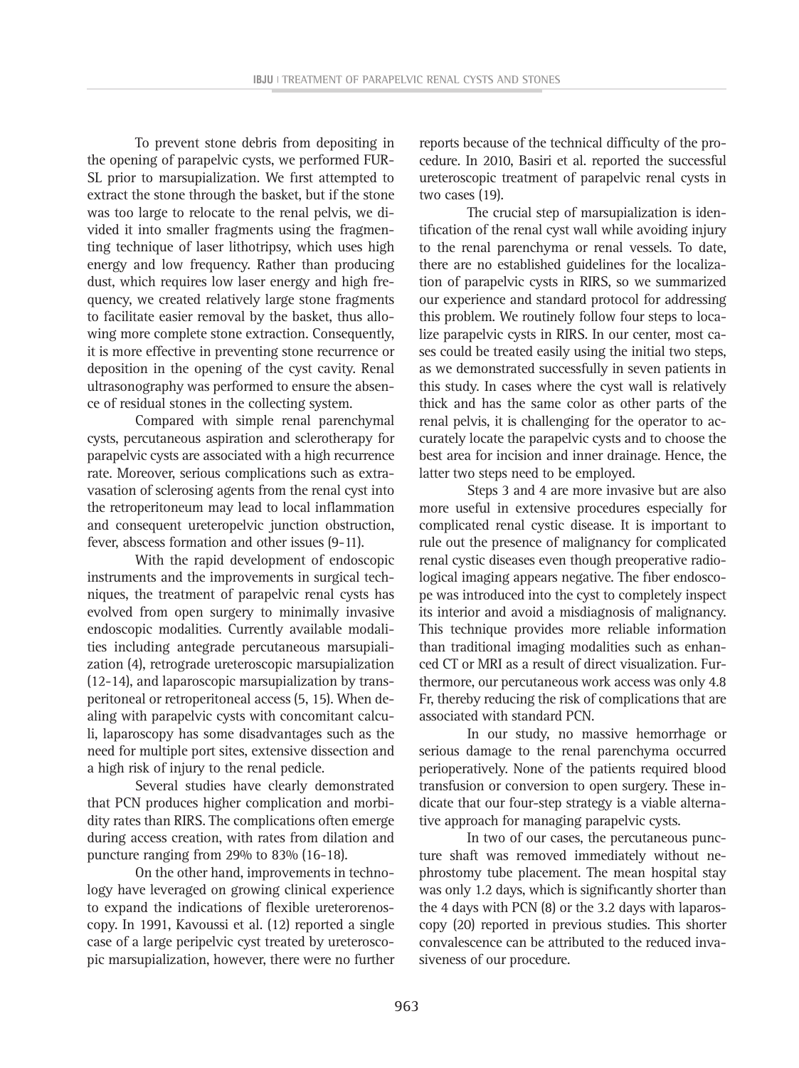To prevent stone debris from depositing in the opening of parapelvic cysts, we performed FURSL prior to marsupialization. We first attempted to extract the stone through the basket, but if the stone was too large to relocate to the renal pelvis, we divided it into smaller fragments using the fragmenting technique of laser lithotripsy, which uses high energy and low frequency. Rather than producing dust, which requires low laser energy and high frequency, we created relatively large stone fragments to facilitate easier removal by the basket, thus allowing more complete stone extraction. Consequently, it is more effective in preventing stone recurrence or deposition in the opening of the cyst cavity. Renal ultrasonography was performed to ensure the absence of residual stones in the collecting system.

Compared with simple renal parenchymal cysts, percutaneous aspiration and sclerotherapy for parapelvic cysts are associated with a high recurrence rate. Moreover, serious complications such as extravasation of sclerosing agents from the renal cyst into the retroperitoneum may lead to local inflammation and consequent ureteropelvic junction obstruction, fever, abscess formation and other issues (9-11).

With the rapid development of endoscopic instruments and the improvements in surgical techniques, the treatment of parapelvic renal cysts has evolved from open surgery to minimally invasive endoscopic modalities. Currently available modalities including antegrade percutaneous marsupialization (4), retrograde ureteroscopic marsupialization (12-14), and laparoscopic marsupialization by transperitoneal or retroperitoneal access (5, 15). When dealing with parapelvic cysts with concomitant calculi, laparoscopy has some disadvantages such as the need for multiple port sites, extensive dissection and a high risk of injury to the renal pedicle.

Several studies have clearly demonstrated that PCN produces higher complication and morbidity rates than RIRS. The complications often emerge during access creation, with rates from dilation and puncture ranging from 29% to 83% (16-18).

On the other hand, improvements in technology have leveraged on growing clinical experience to expand the indications of flexible ureterorenoscopy. In 1991, Kavoussi et al. (12) reported a single case of a large peripelvic cyst treated by ureteroscopic marsupialization, however, there were no further reports because of the technical difficulty of the procedure. In 2010, Basiri et al. reported the successful ureteroscopic treatment of parapelvic renal cysts in two cases (19).

The crucial step of marsupialization is identification of the renal cyst wall while avoiding injury to the renal parenchyma or renal vessels. To date, there are no established guidelines for the localization of parapelvic cysts in RIRS, so we summarized our experience and standard protocol for addressing this problem. We routinely follow four steps to localize parapelvic cysts in RIRS. In our center, most cases could be treated easily using the initial two steps, as we demonstrated successfully in seven patients in this study. In cases where the cyst wall is relatively thick and has the same color as other parts of the renal pelvis, it is challenging for the operator to accurately locate the parapelvic cysts and to choose the best area for incision and inner drainage. Hence, the latter two steps need to be employed.

Steps 3 and 4 are more invasive but are also more useful in extensive procedures especially for complicated renal cystic disease. It is important to rule out the presence of malignancy for complicated renal cystic diseases even though preoperative radiological imaging appears negative. The fiber endoscope was introduced into the cyst to completely inspect its interior and avoid a misdiagnosis of malignancy. This technique provides more reliable information than traditional imaging modalities such as enhanced CT or MRI as a result of direct visualization. Furthermore, our percutaneous work access was only 4.8 Fr, thereby reducing the risk of complications that are associated with standard PCN.

In our study, no massive hemorrhage or serious damage to the renal parenchyma occurred perioperatively. None of the patients required blood transfusion or conversion to open surgery. These indicate that our four-step strategy is a viable alternative approach for managing parapelvic cysts.

In two of our cases, the percutaneous puncture shaft was removed immediately without nephrostomy tube placement. The mean hospital stay was only 1.2 days, which is significantly shorter than the 4 days with PCN (8) or the 3.2 days with laparoscopy (20) reported in previous studies. This shorter convalescence can be attributed to the reduced invasiveness of our procedure.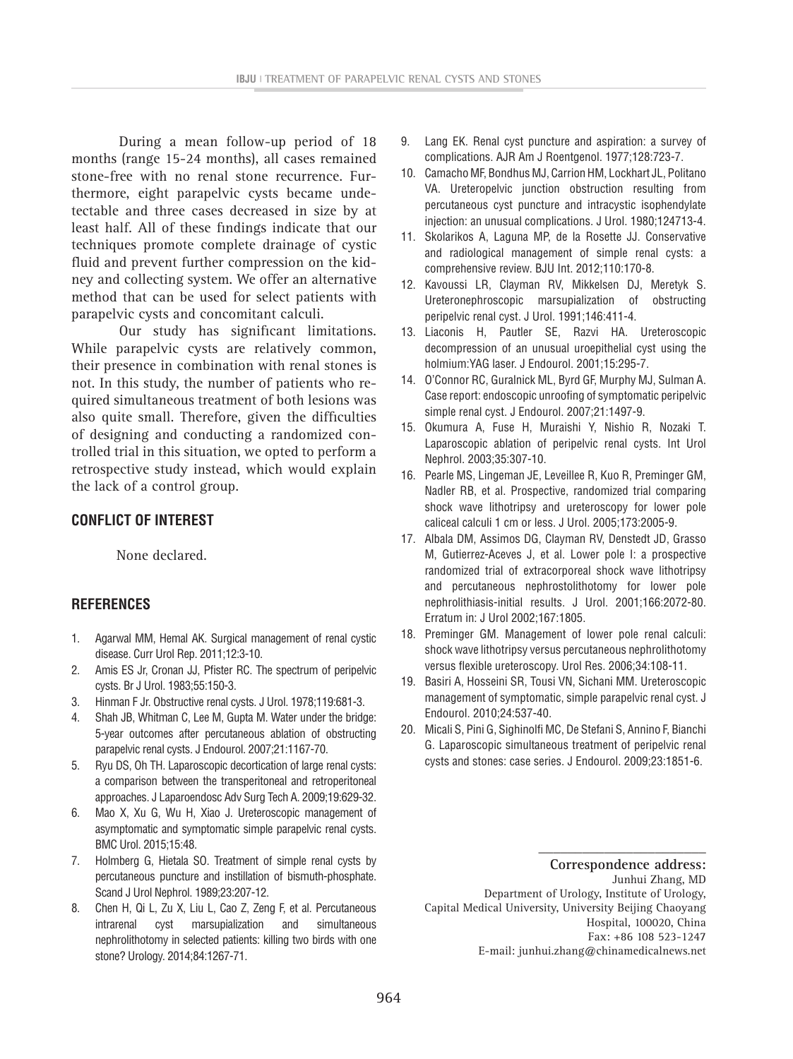During a mean follow-up period of 18 months (range 15-24 months), all cases remained stone-free with no renal stone recurrence. Furthermore, eight parapelvic cysts became undetectable and three cases decreased in size by at least half. All of these findings indicate that our techniques promote complete drainage of cystic fluid and prevent further compression on the kidney and collecting system. We offer an alternative method that can be used for select patients with parapelvic cysts and concomitant calculi.

Our study has significant limitations. While parapelvic cysts are relatively common, their presence in combination with renal stones is not. In this study, the number of patients who required simultaneous treatment of both lesions was also quite small. Therefore, given the difficulties of designing and conducting a randomized controlled trial in this situation, we opted to perform a retrospective study instead, which would explain the lack of a control group.

## CONFLICT OF INTEREST

None declared.

## REFERENCES

1. Agarwal MM, Hemal AK. Surgical management of renal cystic disease. Curr Urol Rep. 2011;12:3-10.
2. Amis ES Jr, Cronan JJ, Pfister RC. The spectrum of peripelvic cysts. Br J Urol. 1983;55:150-3.
3. Hinman F Jr. Obstructive renal cysts. J Urol. 1978;119:681-3.
4. Shah JB, Whitman C, Lee M, Gupta M. Water under the bridge: 5-year outcomes after percutaneous ablation of obstructing parapelvic renal cysts. J Endourol. 2007;21:1167-70.
5. Ryu DS, Oh TH. Laparoscopic decortication of large renal cysts: a comparison between the transperitoneal and retroperitoneal approaches. J Laparoendosc Adv Surg Tech A. 2009;19:629-32.
6. Mao X, Xu G, Wu H, Xiao J. Ureteroscopic management of asymptomatic and symptomatic simple parapelvic renal cysts. BMC Urol. 2015;15:48.
7. Holmberg G, Hietala SO. Treatment of simple renal cysts by percutaneous puncture and instillation of bismuth-phosphate. Scand J Urol Nephrol. 1989;23:207-12.
8. Chen H, Qi L, Zu X, Liu L, Cao Z, Zeng F, et al. Percutaneous intrarenal cyst marsupialization and simultaneous nephrolithotomy in selected patients: killing two birds with one stone? Urology. 2014;84:1267-71.
9. Lang EK. Renal cyst puncture and aspiration: a survey of complications. AJR Am J Roentgenol. 1977;128:723-7.
10. Camacho MF, Bondhus MJ, Carrion HM, Lockhart JL, Politano VA. Ureteropelvic junction obstruction resulting from percutaneous cyst puncture and intracystic isophendylate injection: an unusual complications. J Urol. 1980;124713-4.
11. Skolarikos A, Laguna MP, de la Rosette JJ. Conservative and radiological management of simple renal cysts: a comprehensive review. BJU Int. 2012;110:170-8.
12. Kavoussi LR, Clayman RV, Mikkelsen DJ, Meretyk S. Ureteronephroscopic marsupialization of obstructing peripelvic renal cyst. J Urol. 1991;146:411-4.
13. Liaconis H, Pautler SE, Razvi HA. Ureteroscopic decompression of an unusual uroepithelial cyst using the holmium:YAG laser. J Endourol. 2001;15:295-7.
14. O'Connor RC, Guralnick ML, Byrd GF, Murphy MJ, Sulman A. Case report: endoscopic unroofing of symptomatic peripelvic simple renal cyst. J Endourol. 2007;21:1497-9.
15. Okumura A, Fuse H, Muraishi Y, Nishio R, Nozaki T. Laparoscopic ablation of peripelvic renal cysts. Int Urol Nephrol. 2003;35:307-10.
16. Pearle MS, Lingeman JE, Leveillee R, Kuo R, Preminger GM, Nadler RB, et al. Prospective, randomized trial comparing shock wave lithotripsy and ureteroscopy for lower pole caliceal calculi 1 cm or less. J Urol. 2005;173:2005-9.
17. Albala DM, Assimos DG, Clayman RV, Denstedt JD, Grasso M, Gutierrez-Aceves J, et al. Lower pole I: a prospective randomized trial of extracorporeal shock wave lithotripsy and percutaneous nephrostolithotomy for lower pole nephrolithiasis-initial results. J Urol. 2001;166:2072-80. Erratum in: J Urol 2002;167:1805.
18. Preminger GM. Management of lower pole renal calculi: shock wave lithotripsy versus percutaneous nephrolithotomy versus flexible ureteroscopy. Urol Res. 2006;34:108-11.
19. Basiri A, Hosseini SR, Tousi VN, Sichani MM. Ureteroscopic management of symptomatic, simple parapelvic renal cyst. J Endourol. 2010;24:537-40.
20. Micali S, Pini G, Sighinolfi MC, De Stefani S, Annino F, Bianchi G. Laparoscopic simultaneous treatment of peripelvic renal cysts and stones: case series. J Endourol. 2009;23:1851-6.

**Correspondence address:**
Junhui Zhang, MD
Department of Urology, Institute of Urology,
Capital Medical University, University Beijing Chaoyang Hospital, 100020, China
Fax: +86 108 523-1247
E-mail: junhui.zhang@chinamedicalnews.net